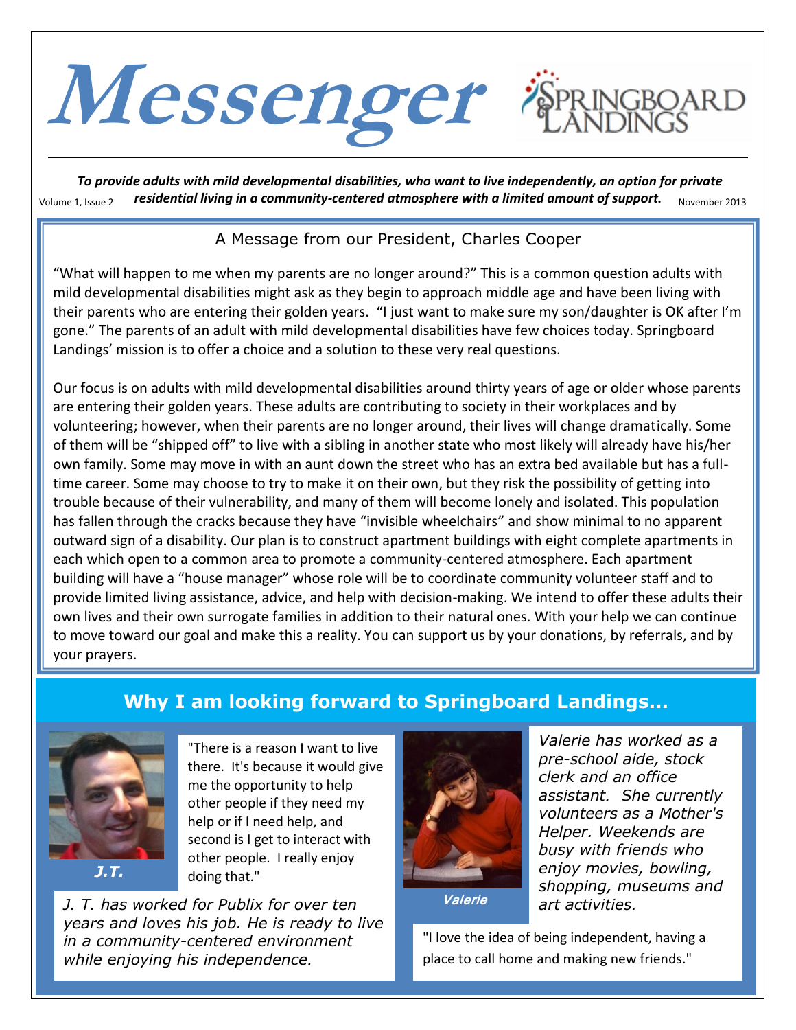# Messenger

*Springboard Landings*

***To provide adults with mild developmental disabilities, who want to live independently, an option for private residential living in a community-centered atmosphere with a limited amount of support.***

Volume 1, Issue 2 — November 2013

## A Message from our President, Charles Cooper

"What will happen to me when my parents are no longer around?" This is a common question adults with mild developmental disabilities might ask as they begin to approach middle age and have been living with their parents who are entering their golden years. "I just want to make sure my son/daughter is OK after I'm gone." The parents of an adult with mild developmental disabilities have few choices today. Springboard Landings' mission is to offer a choice and a solution to these very real questions.

Our focus is on adults with mild developmental disabilities around thirty years of age or older whose parents are entering their golden years. These adults are contributing to society in their workplaces and by volunteering; however, when their parents are no longer around, their lives will change dramatically. Some of them will be "shipped off" to live with a sibling in another state who most likely will already have his/her own family. Some may move in with an aunt down the street who has an extra bed available but has a full-time career. Some may choose to try to make it on their own, but they risk the possibility of getting into trouble because of their vulnerability, and many of them will become lonely and isolated. This population has fallen through the cracks because they have "invisible wheelchairs" and show minimal to no apparent outward sign of a disability. Our plan is to construct apartment buildings with eight complete apartments in each which open to a common area to promote a community-centered atmosphere. Each apartment building will have a "house manager" whose role will be to coordinate community volunteer staff and to provide limited living assistance, advice, and help with decision-making. We intend to offer these adults their own lives and their own surrogate families in addition to their natural ones. With your help we can continue to move toward our goal and make this a reality. You can support us by your donations, by referrals, and by your prayers.

## Why I am looking forward to Springboard Landings…

***J.T.***

"There is a reason I want to live there. It's because it would give me the opportunity to help other people if they need my help or if I need help, and second is I get to interact with other people. I really enjoy doing that."

*J. T. has worked for Publix for over ten years and loves his job. He is ready to live in a community-centered environment while enjoying his independence.*

***Valerie***

*Valerie has worked as a pre-school aide, stock clerk and an office assistant. She currently volunteers as a Mother's Helper. Weekends are busy with friends who enjoy movies, bowling, shopping, museums and art activities.*

"I love the idea of being independent, having a place to call home and making new friends."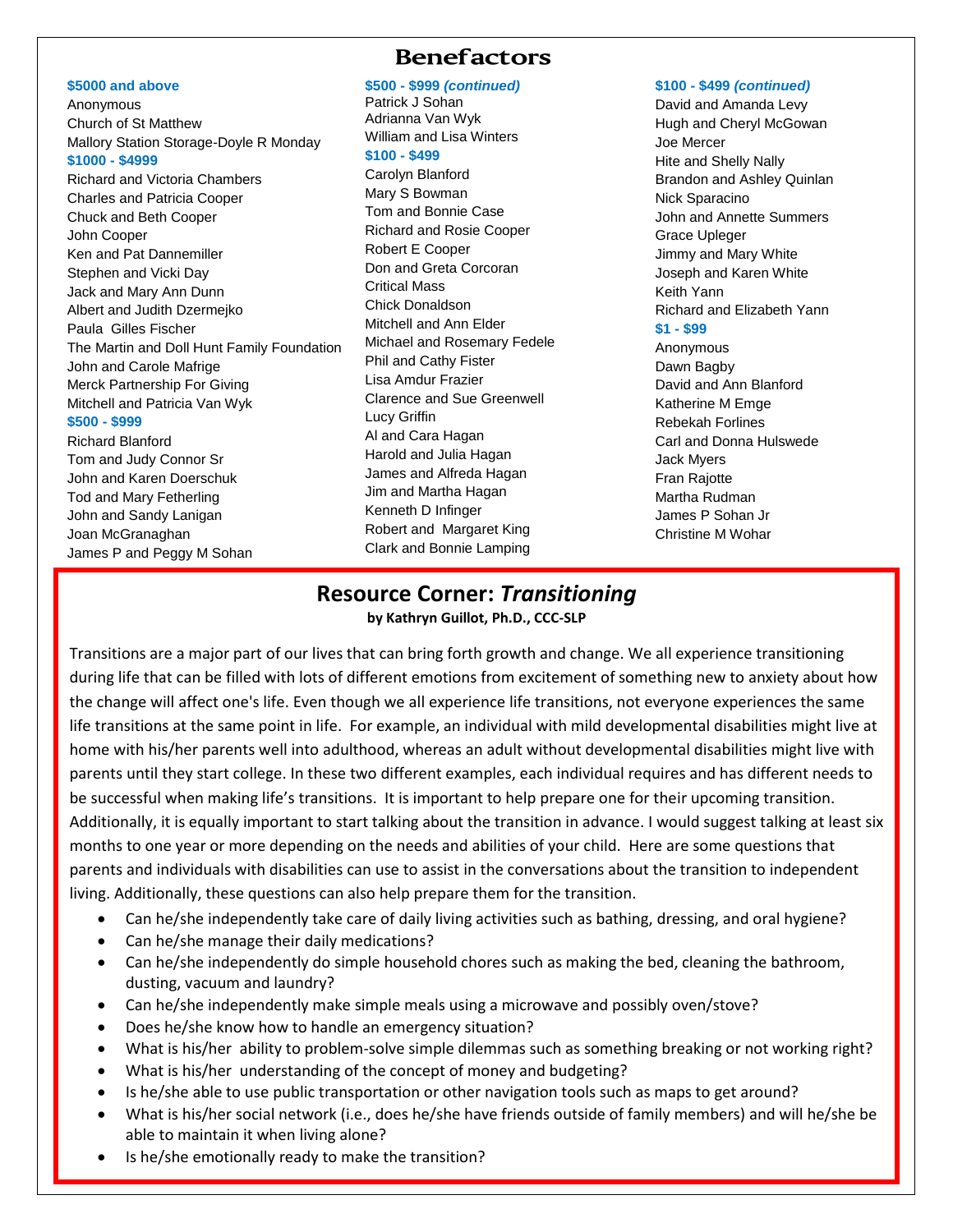# Benefactors

**$5000 and above**

Anonymous
Church of St Matthew
Mallory Station Storage-Doyle R Monday

**$1000 - $4999**

Richard and Victoria Chambers
Charles and Patricia Cooper
Chuck and Beth Cooper
John Cooper
Ken and Pat Dannemiller
Stephen and Vicki Day
Jack and Mary Ann Dunn
Albert and Judith Dzermejko
Paula Gilles Fischer
The Martin and Doll Hunt Family Foundation
John and Carole Mafrige
Merck Partnership For Giving
Mitchell and Patricia Van Wyk

**$500 - $999**

Richard Blanford
Tom and Judy Connor Sr
John and Karen Doerschuk
Tod and Mary Fetherling
John and Sandy Lanigan
Joan McGranaghan
James P and Peggy M Sohan

**$500 - $999 *(continued)***

Patrick J Sohan
Adrianna Van Wyk
William and Lisa Winters

**$100 - $499**

Carolyn Blanford
Mary S Bowman
Tom and Bonnie Case
Richard and Rosie Cooper
Robert E Cooper
Don and Greta Corcoran
Critical Mass
Chick Donaldson
Mitchell and Ann Elder
Michael and Rosemary Fedele
Phil and Cathy Fister
Lisa Amdur Frazier
Clarence and Sue Greenwell
Lucy Griffin
Al and Cara Hagan
Harold and Julia Hagan
James and Alfreda Hagan
Jim and Martha Hagan
Kenneth D Infinger
Robert and Margaret King
Clark and Bonnie Lamping

**$100 - $499 *(continued)***

David and Amanda Levy
Hugh and Cheryl McGowan
Joe Mercer
Hite and Shelly Nally
Brandon and Ashley Quinlan
Nick Sparacino
John and Annette Summers
Grace Upleger
Jimmy and Mary White
Joseph and Karen White
Keith Yann
Richard and Elizabeth Yann

**$1 - $99**

Anonymous
Dawn Bagby
David and Ann Blanford
Katherine M Emge
Rebekah Forlines
Carl and Donna Hulswede
Jack Myers
Fran Rajotte
Martha Rudman
James P Sohan Jr
Christine M Wohar

## Resource Corner: *Transitioning*

**by Kathryn Guillot, Ph.D., CCC-SLP**

Transitions are a major part of our lives that can bring forth growth and change. We all experience transitioning during life that can be filled with lots of different emotions from excitement of something new to anxiety about how the change will affect one's life. Even though we all experience life transitions, not everyone experiences the same life transitions at the same point in life. For example, an individual with mild developmental disabilities might live at home with his/her parents well into adulthood, whereas an adult without developmental disabilities might live with parents until they start college. In these two different examples, each individual requires and has different needs to be successful when making life's transitions. It is important to help prepare one for their upcoming transition. Additionally, it is equally important to start talking about the transition in advance. I would suggest talking at least six months to one year or more depending on the needs and abilities of your child. Here are some questions that parents and individuals with disabilities can use to assist in the conversations about the transition to independent living. Additionally, these questions can also help prepare them for the transition.

- Can he/she independently take care of daily living activities such as bathing, dressing, and oral hygiene?
- Can he/she manage their daily medications?
- Can he/she independently do simple household chores such as making the bed, cleaning the bathroom, dusting, vacuum and laundry?
- Can he/she independently make simple meals using a microwave and possibly oven/stove?
- Does he/she know how to handle an emergency situation?
- What is his/her ability to problem-solve simple dilemmas such as something breaking or not working right?
- What is his/her understanding of the concept of money and budgeting?
- Is he/she able to use public transportation or other navigation tools such as maps to get around?
- What is his/her social network (i.e., does he/she have friends outside of family members) and will he/she be able to maintain it when living alone?
- Is he/she emotionally ready to make the transition?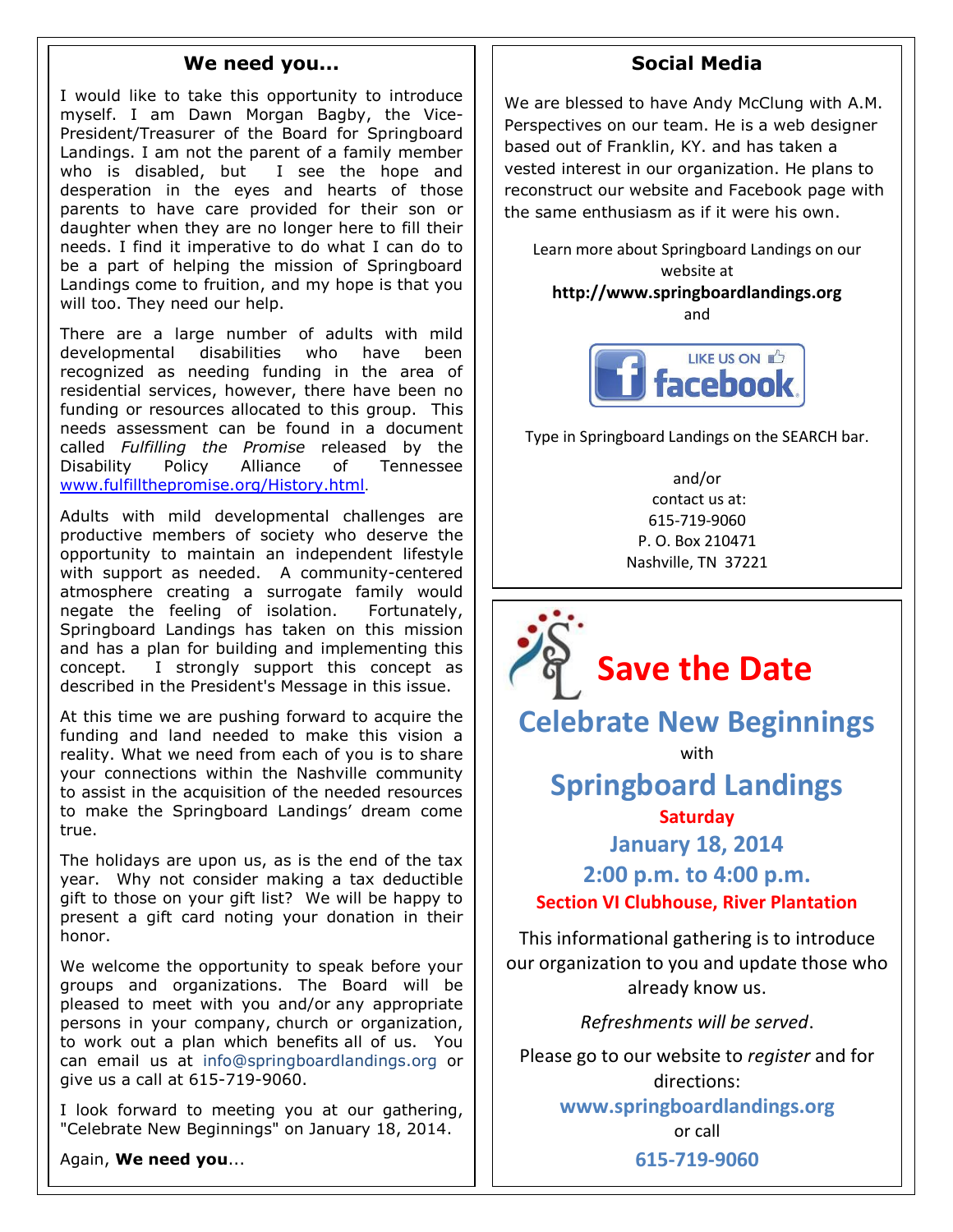## We need you...

I would like to take this opportunity to introduce myself. I am Dawn Morgan Bagby, the Vice-President/Treasurer of the Board for Springboard Landings. I am not the parent of a family member who is disabled, but I see the hope and desperation in the eyes and hearts of those parents to have care provided for their son or daughter when they are no longer here to fill their needs. I find it imperative to do what I can do to be a part of helping the mission of Springboard Landings come to fruition, and my hope is that you will too. They need our help.

There are a large number of adults with mild developmental disabilities who have been recognized as needing funding in the area of residential services, however, there have been no funding or resources allocated to this group. This needs assessment can be found in a document called *Fulfilling the Promise* released by the Disability Policy Alliance of Tennessee www.fulfillthepromise.org/History.html.

Adults with mild developmental challenges are productive members of society who deserve the opportunity to maintain an independent lifestyle with support as needed. A community-centered atmosphere creating a surrogate family would negate the feeling of isolation. Fortunately, Springboard Landings has taken on this mission and has a plan for building and implementing this concept. I strongly support this concept as described in the President's Message in this issue.

At this time we are pushing forward to acquire the funding and land needed to make this vision a reality. What we need from each of you is to share your connections within the Nashville community to assist in the acquisition of the needed resources to make the Springboard Landings' dream come true.

The holidays are upon us, as is the end of the tax year. Why not consider making a tax deductible gift to those on your gift list? We will be happy to present a gift card noting your donation in their honor.

We welcome the opportunity to speak before your groups and organizations. The Board will be pleased to meet with you and/or any appropriate persons in your company, church or organization, to work out a plan which benefits all of us. You can email us at info@springboardlandings.org or give us a call at 615-719-9060.

I look forward to meeting you at our gathering, "Celebrate New Beginnings" on January 18, 2014.

Again, **We need you**...

## Social Media

We are blessed to have Andy McClung with A.M. Perspectives on our team. He is a web designer based out of Franklin, KY. and has taken a vested interest in our organization. He plans to reconstruct our website and Facebook page with the same enthusiasm as if it were his own.

Learn more about Springboard Landings on our website at

**http://www.springboardlandings.org**

and

LIKE US ON facebook

Type in Springboard Landings on the SEARCH bar.

and/or
contact us at:
615-719-9060
P. O. Box 210471
Nashville, TN 37221

## Save the Date

## Celebrate New Beginnings

with

## Springboard Landings

**Saturday**

**January 18, 2014**

**2:00 p.m. to 4:00 p.m.**

**Section VI Clubhouse, River Plantation**

This informational gathering is to introduce our organization to you and update those who already know us.

*Refreshments will be served*.

Please go to our website to *register* and for directions:

**www.springboardlandings.org**

or call

**615-719-9060**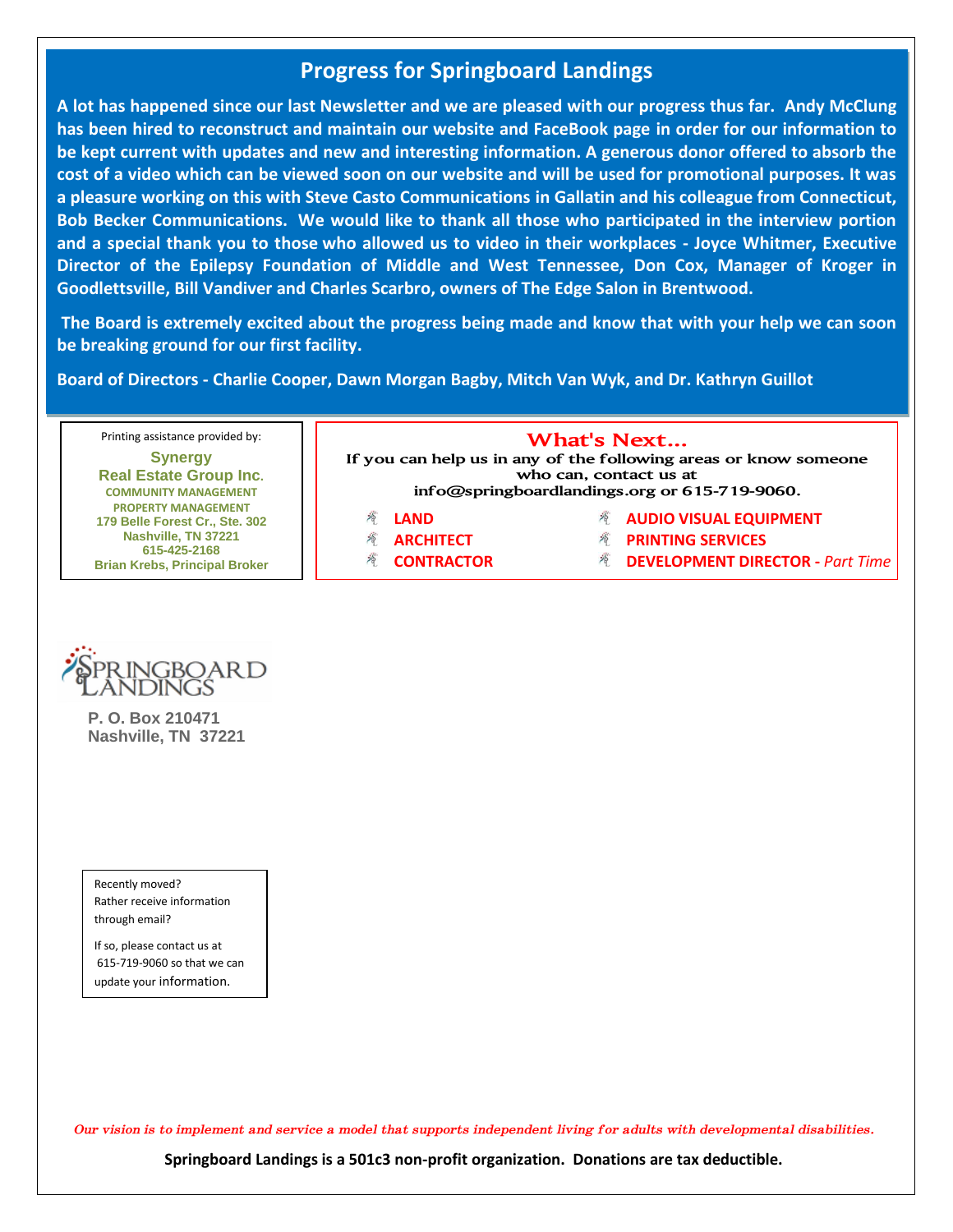## Progress for Springboard Landings

**A lot has happened since our last Newsletter and we are pleased with our progress thus far. Andy McClung has been hired to reconstruct and maintain our website and FaceBook page in order for our information to be kept current with updates and new and interesting information. A generous donor offered to absorb the cost of a video which can be viewed soon on our website and will be used for promotional purposes. It was a pleasure working on this with Steve Casto Communications in Gallatin and his colleague from Connecticut, Bob Becker Communications. We would like to thank all those who participated in the interview portion and a special thank you to those who allowed us to video in their workplaces - Joyce Whitmer, Executive Director of the Epilepsy Foundation of Middle and West Tennessee, Don Cox, Manager of Kroger in Goodlettsville, Bill Vandiver and Charles Scarbro, owners of The Edge Salon in Brentwood.**

**The Board is extremely excited about the progress being made and know that with your help we can soon be breaking ground for our first facility.**

**Board of Directors - Charlie Cooper, Dawn Morgan Bagby, Mitch Van Wyk, and Dr. Kathryn Guillot**

Printing assistance provided by:

**Synergy**
**Real Estate Group Inc.**
**COMMUNITY MANAGEMENT**
**PROPERTY MANAGEMENT**
**179 Belle Forest Cr., Ste. 302**
**Nashville, TN 37221**
**615-425-2168**
**Brian Krebs, Principal Broker**

### What's Next...

**If you can help us in any of the following areas or know someone who can, contact us at info@springboardlandings.org or 615-719-9060.**

- **LAND**
- **ARCHITECT**
- **CONTRACTOR**
- **AUDIO VISUAL EQUIPMENT**
- **PRINTING SERVICES**
- **DEVELOPMENT DIRECTOR** - *Part Time*

SPRINGBOARD LANDINGS

**P. O. Box 210471**
**Nashville, TN 37221**

Recently moved?
Rather receive information through email?

If so, please contact us at 615-719-9060 so that we can update your information.

*Our vision is to implement and service a model that supports independent living for adults with developmental disabilities.*

**Springboard Landings is a 501c3 non-profit organization. Donations are tax deductible.**